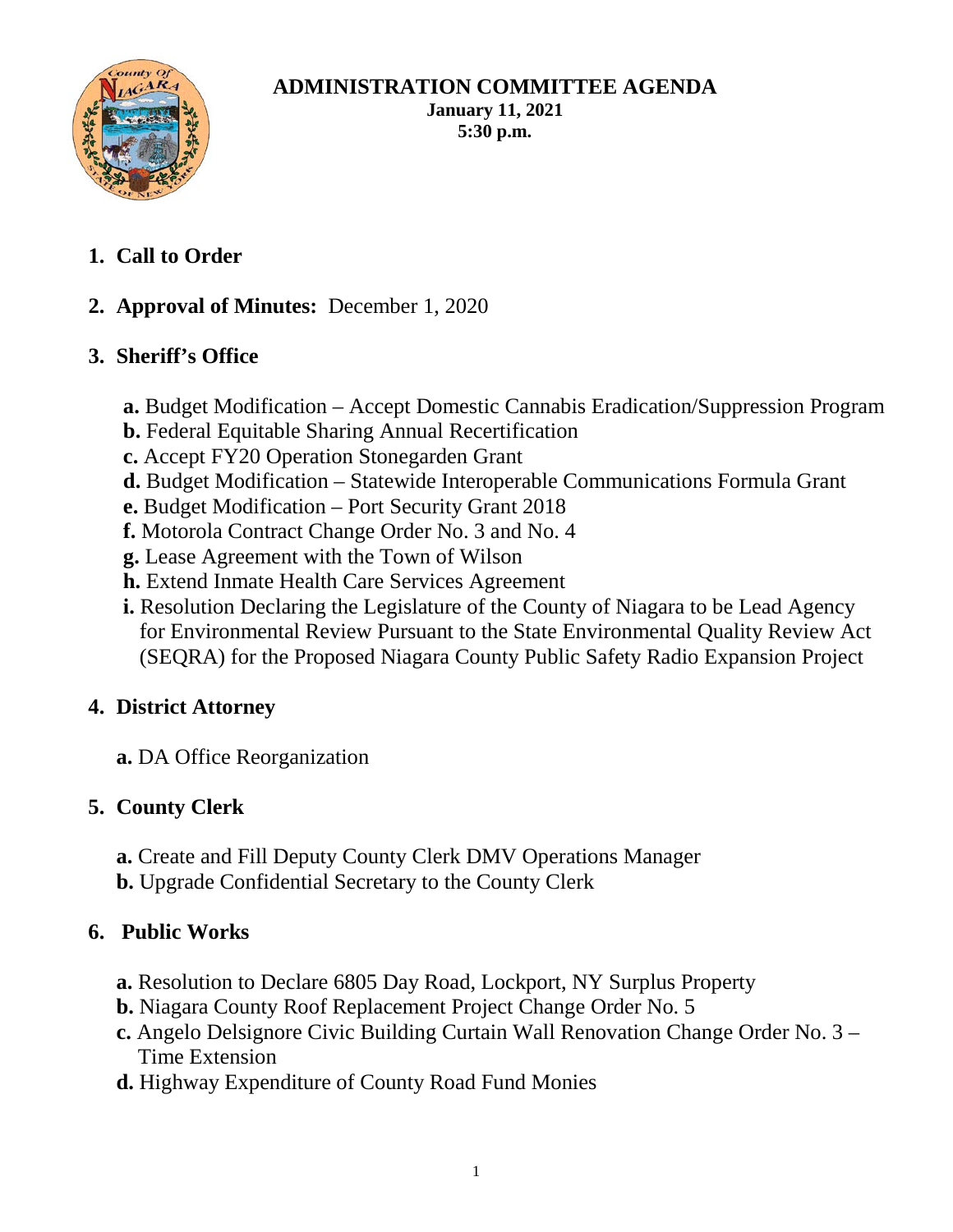# ADMINISTRATION COMMITTEE AGENDA

**January 11, 2021**
**5:30 p.m.**

1. **Call to Order**

2. **Approval of Minutes:** December 1, 2020

3. **Sheriff's Office**

   **a.** Budget Modification – Accept Domestic Cannabis Eradication/Suppression Program
   **b.** Federal Equitable Sharing Annual Recertification
   **c.** Accept FY20 Operation Stonegarden Grant
   **d.** Budget Modification – Statewide Interoperable Communications Formula Grant
   **e.** Budget Modification – Port Security Grant 2018
   **f.** Motorola Contract Change Order No. 3 and No. 4
   **g.** Lease Agreement with the Town of Wilson
   **h.** Extend Inmate Health Care Services Agreement
   **i.** Resolution Declaring the Legislature of the County of Niagara to be Lead Agency for Environmental Review Pursuant to the State Environmental Quality Review Act (SEQRA) for the Proposed Niagara County Public Safety Radio Expansion Project

4. **District Attorney**

   **a.** DA Office Reorganization

5. **County Clerk**

   **a.** Create and Fill Deputy County Clerk DMV Operations Manager
   **b.** Upgrade Confidential Secretary to the County Clerk

6. **Public Works**

   **a.** Resolution to Declare 6805 Day Road, Lockport, NY Surplus Property
   **b.** Niagara County Roof Replacement Project Change Order No. 5
   **c.** Angelo Delsignore Civic Building Curtain Wall Renovation Change Order No. 3 – Time Extension
   **d.** Highway Expenditure of County Road Fund Monies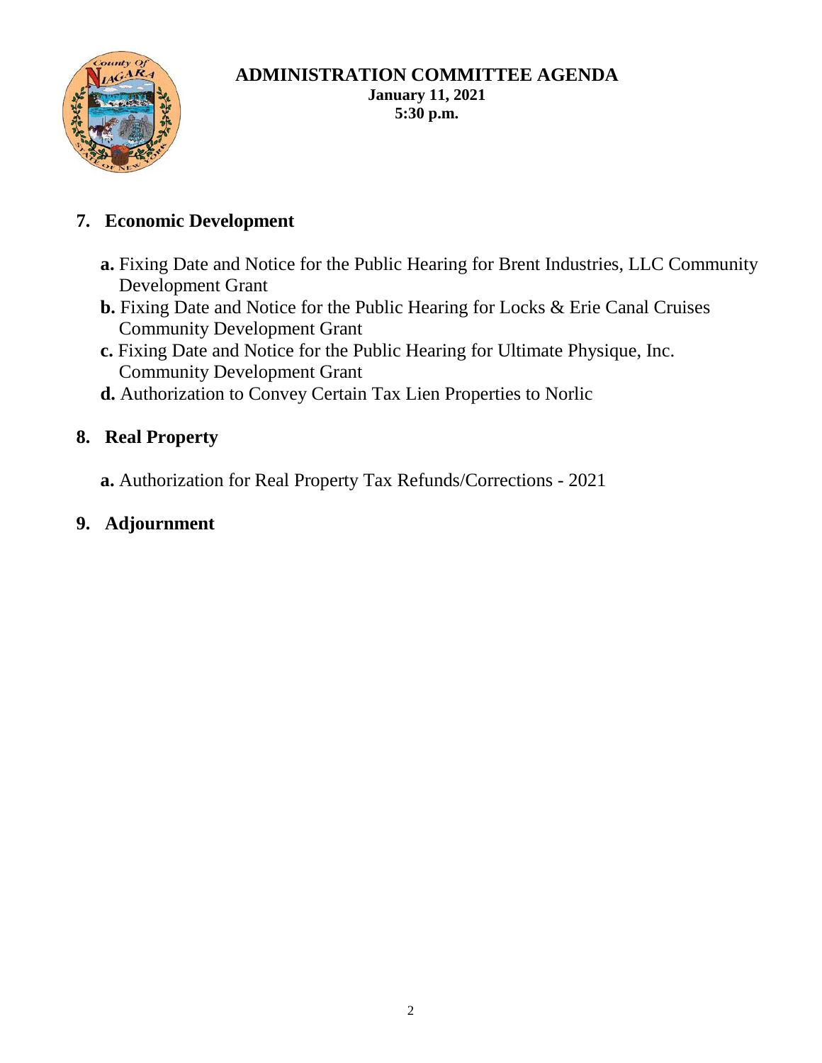# ADMINISTRATION COMMITTEE AGENDA

**January 11, 2021**
**5:30 p.m.**

## 7. Economic Development

- **a.** Fixing Date and Notice for the Public Hearing for Brent Industries, LLC Community Development Grant
- **b.** Fixing Date and Notice for the Public Hearing for Locks & Erie Canal Cruises Community Development Grant
- **c.** Fixing Date and Notice for the Public Hearing for Ultimate Physique, Inc. Community Development Grant
- **d.** Authorization to Convey Certain Tax Lien Properties to Norlic

## 8. Real Property

- **a.** Authorization for Real Property Tax Refunds/Corrections - 2021

## 9. Adjournment